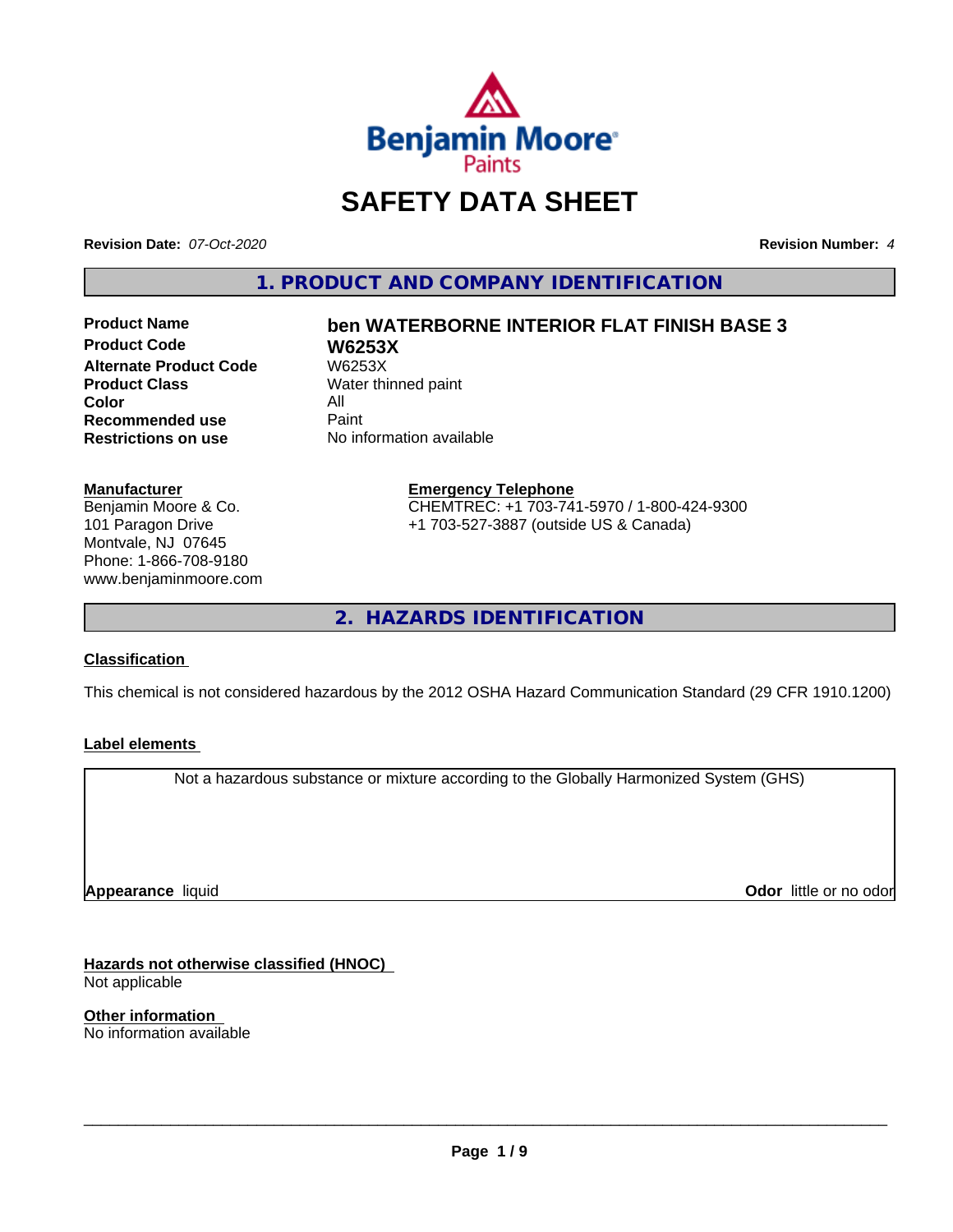# SAFETY DATA SHEET

**Revision Date:** *07-Oct-2020*

**Revision Number:** *4*

## 1. PRODUCT AND COMPANY IDENTIFICATION

| | |
|---|---|
| **Product Name** | **ben WATERBORNE INTERIOR FLAT FINISH BASE 3** |
| **Product Code** | **W6253X** |
| **Alternate Product Code** | W6253X |
| **Product Class** | Water thinned paint |
| **Color** | All |
| **Recommended use** | Paint |
| **Restrictions on use** | No information available |

**Manufacturer**
Benjamin Moore & Co.
101 Paragon Drive
Montvale, NJ 07645
Phone: 1-866-708-9180
www.benjaminmoore.com

**Emergency Telephone**
CHEMTREC: +1 703-741-5970 / 1-800-424-9300
+1 703-527-3887 (outside US & Canada)

## 2. HAZARDS IDENTIFICATION

### Classification

This chemical is not considered hazardous by the 2012 OSHA Hazard Communication Standard (29 CFR 1910.1200)

### Label elements

Not a hazardous substance or mixture according to the Globally Harmonized System (GHS)

**Appearance** liquid

**Odor** little or no odor

### Hazards not otherwise classified (HNOC)

Not applicable

### Other information

No information available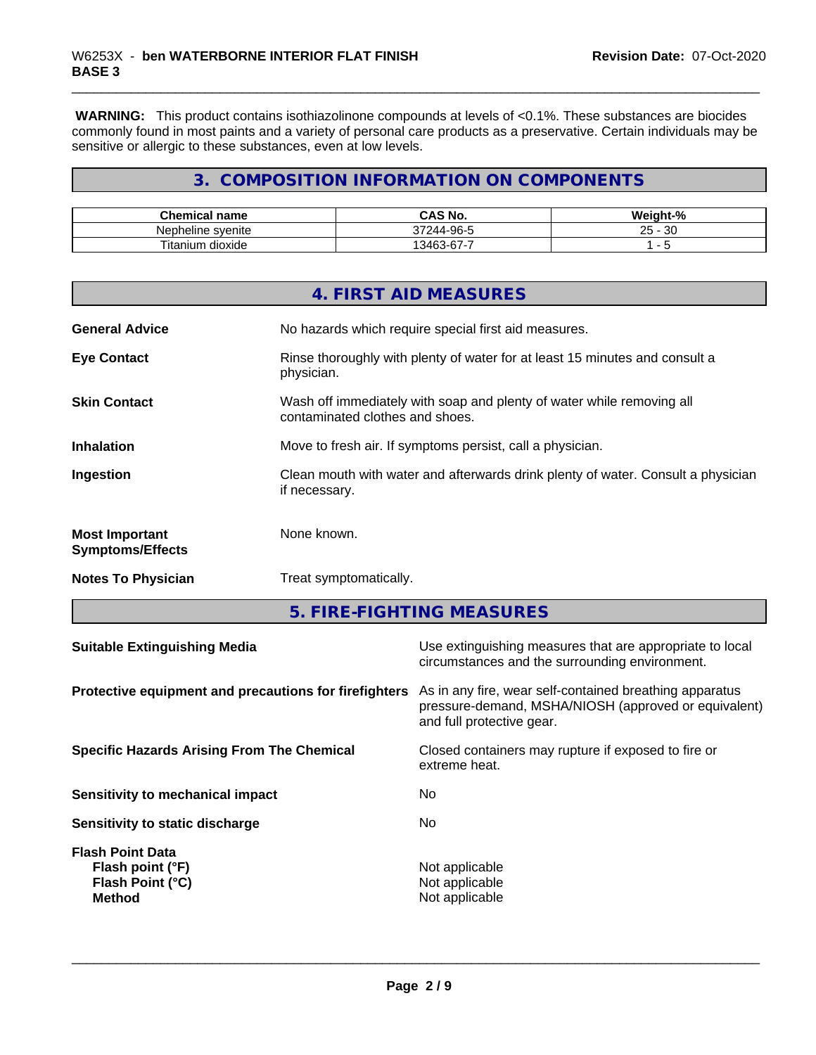**WARNING:** This product contains isothiazolinone compounds at levels of <0.1%. These substances are biocides commonly found in most paints and a variety of personal care products as a preservative. Certain individuals may be sensitive or allergic to these substances, even at low levels.

## 3. COMPOSITION INFORMATION ON COMPONENTS

| Chemical name | CAS No. | Weight-% |
|---|---|---|
| Nepheline syenite | 37244-96-5 | 25 - 30 |
| Titanium dioxide | 13463-67-7 | 1 - 5 |

## 4. FIRST AID MEASURES

**General Advice** No hazards which require special first aid measures.

**Eye Contact** Rinse thoroughly with plenty of water for at least 15 minutes and consult a physician.

**Skin Contact** Wash off immediately with soap and plenty of water while removing all contaminated clothes and shoes.

**Inhalation** Move to fresh air. If symptoms persist, call a physician.

**Ingestion** Clean mouth with water and afterwards drink plenty of water. Consult a physician if necessary.

**Most Important Symptoms/Effects** None known.

**Notes To Physician** Treat symptomatically.

## 5. FIRE-FIGHTING MEASURES

**Suitable Extinguishing Media** Use extinguishing measures that are appropriate to local circumstances and the surrounding environment.

**Protective equipment and precautions for firefighters** As in any fire, wear self-contained breathing apparatus pressure-demand, MSHA/NIOSH (approved or equivalent) and full protective gear.

**Specific Hazards Arising From The Chemical** Closed containers may rupture if exposed to fire or extreme heat.

**Sensitivity to mechanical impact** No

**Sensitivity to static discharge** No

**Flash Point Data**
**Flash point (°F)** Not applicable
**Flash Point (°C)** Not applicable
**Method** Not applicable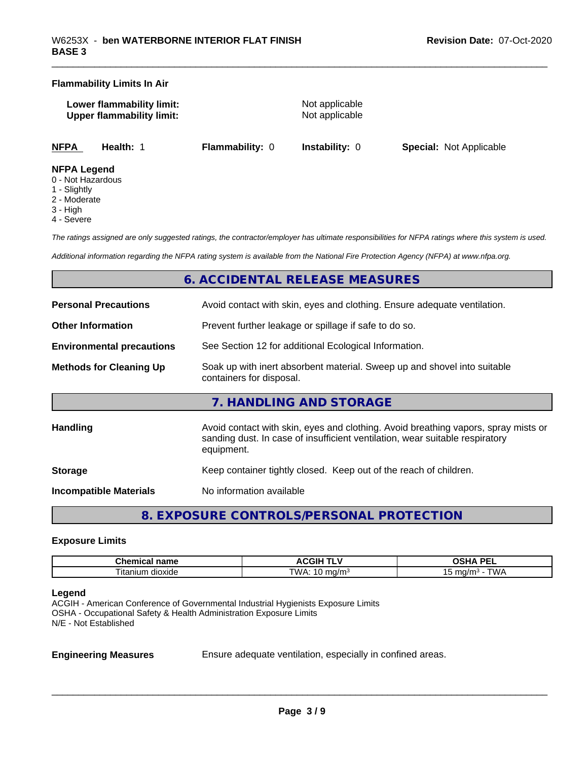**Flammability Limits In Air**

**Lower flammability limit:** Not applicable
**Upper flammability limit:** Not applicable

| NFPA | Health: 1 | Flammability: 0 | Instability: 0 | Special: Not Applicable |
|---|---|---|---|---|

**NFPA Legend**
0 - Not Hazardous
1 - Slightly
2 - Moderate
3 - High
4 - Severe

*The ratings assigned are only suggested ratings, the contractor/employer has ultimate responsibilities for NFPA ratings where this system is used.*

*Additional information regarding the NFPA rating system is available from the National Fire Protection Agency (NFPA) at www.nfpa.org.*

## 6. ACCIDENTAL RELEASE MEASURES

**Personal Precautions** Avoid contact with skin, eyes and clothing. Ensure adequate ventilation.

**Other Information** Prevent further leakage or spillage if safe to do so.

**Environmental precautions** See Section 12 for additional Ecological Information.

**Methods for Cleaning Up** Soak up with inert absorbent material. Sweep up and shovel into suitable containers for disposal.

## 7. HANDLING AND STORAGE

**Handling** Avoid contact with skin, eyes and clothing. Avoid breathing vapors, spray mists or sanding dust. In case of insufficient ventilation, wear suitable respiratory equipment.

**Storage** Keep container tightly closed. Keep out of the reach of children.

**Incompatible Materials** No information available

## 8. EXPOSURE CONTROLS/PERSONAL PROTECTION

**Exposure Limits**

| Chemical name | ACGIH TLV | OSHA PEL |
|---|---|---|
| Titanium dioxide | TWA: 10 mg/m³ | 15 mg/m³ - TWA |

**Legend**
ACGIH - American Conference of Governmental Industrial Hygienists Exposure Limits
OSHA - Occupational Safety & Health Administration Exposure Limits
N/E - Not Established

**Engineering Measures** Ensure adequate ventilation, especially in confined areas.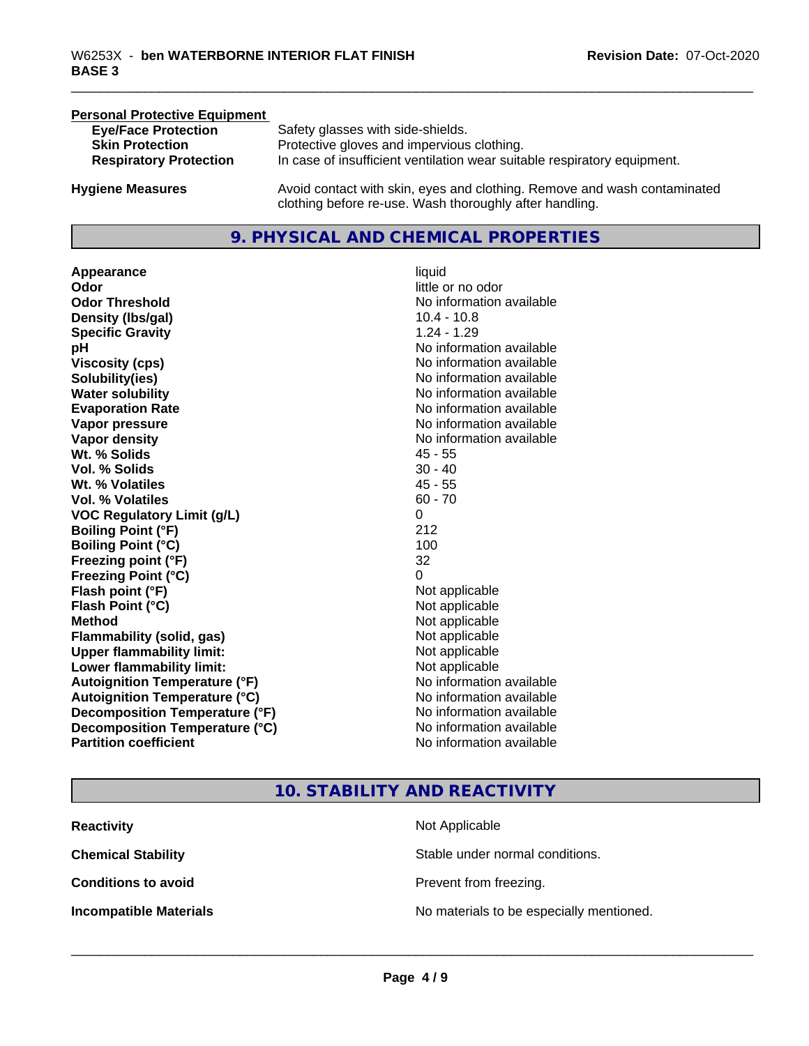**Personal Protective Equipment**

| | |
|---|---|
| **Eye/Face Protection** | Safety glasses with side-shields. |
| **Skin Protection** | Protective gloves and impervious clothing. |
| **Respiratory Protection** | In case of insufficient ventilation wear suitable respiratory equipment. |

**Hygiene Measures** Avoid contact with skin, eyes and clothing. Remove and wash contaminated clothing before re-use. Wash thoroughly after handling.

## 9. PHYSICAL AND CHEMICAL PROPERTIES

| | |
|---|---|
| **Appearance** | liquid |
| **Odor** | little or no odor |
| **Odor Threshold** | No information available |
| **Density (lbs/gal)** | 10.4 - 10.8 |
| **Specific Gravity** | 1.24 - 1.29 |
| **pH** | No information available |
| **Viscosity (cps)** | No information available |
| **Solubility(ies)** | No information available |
| **Water solubility** | No information available |
| **Evaporation Rate** | No information available |
| **Vapor pressure** | No information available |
| **Vapor density** | No information available |
| **Wt. % Solids** | 45 - 55 |
| **Vol. % Solids** | 30 - 40 |
| **Wt. % Volatiles** | 45 - 55 |
| **Vol. % Volatiles** | 60 - 70 |
| **VOC Regulatory Limit (g/L)** | 0 |
| **Boiling Point (°F)** | 212 |
| **Boiling Point (°C)** | 100 |
| **Freezing point (°F)** | 32 |
| **Freezing Point (°C)** | 0 |
| **Flash point (°F)** | Not applicable |
| **Flash Point (°C)** | Not applicable |
| **Method** | Not applicable |
| **Flammability (solid, gas)** | Not applicable |
| **Upper flammability limit:** | Not applicable |
| **Lower flammability limit:** | Not applicable |
| **Autoignition Temperature (°F)** | No information available |
| **Autoignition Temperature (°C)** | No information available |
| **Decomposition Temperature (°F)** | No information available |
| **Decomposition Temperature (°C)** | No information available |
| **Partition coefficient** | No information available |

## 10. STABILITY AND REACTIVITY

| | |
|---|---|
| **Reactivity** | Not Applicable |
| **Chemical Stability** | Stable under normal conditions. |
| **Conditions to avoid** | Prevent from freezing. |
| **Incompatible Materials** | No materials to be especially mentioned. |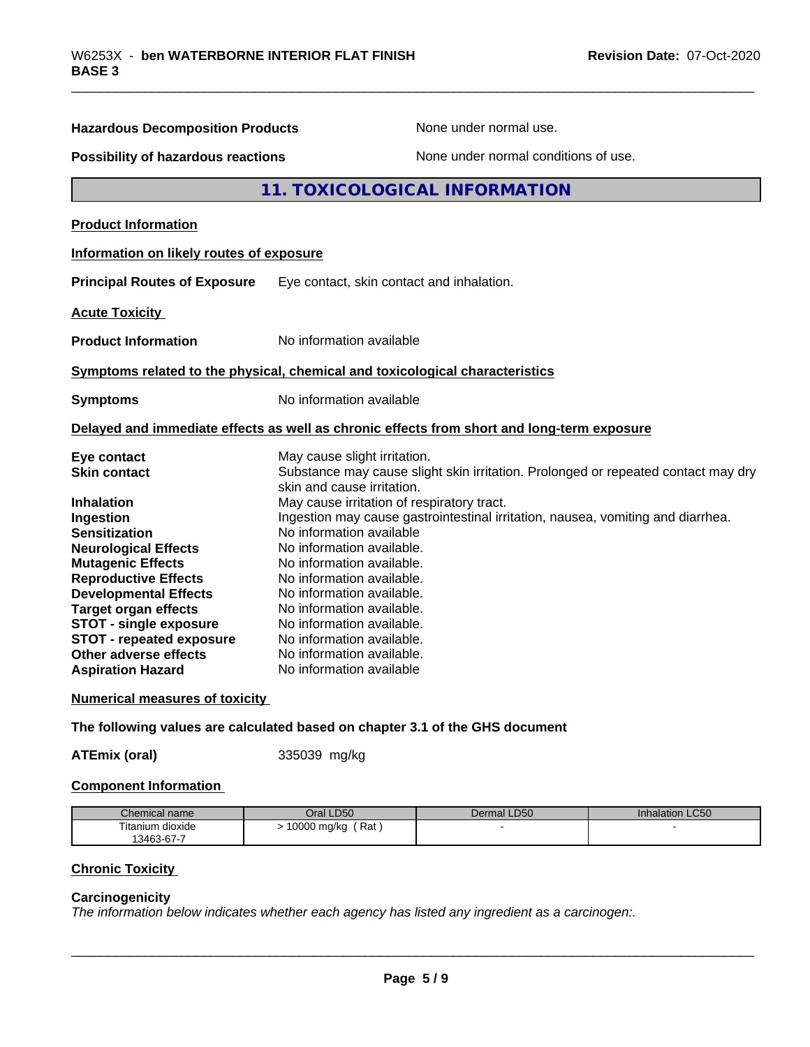**Hazardous Decomposition Products** None under normal use.

**Possibility of hazardous reactions** None under normal conditions of use.

## 11. TOXICOLOGICAL INFORMATION

**Product Information**

**Information on likely routes of exposure**

**Principal Routes of Exposure** Eye contact, skin contact and inhalation.

**Acute Toxicity**

**Product Information** No information available

**Symptoms related to the physical, chemical and toxicological characteristics**

**Symptoms** No information available

**Delayed and immediate effects as well as chronic effects from short and long-term exposure**

**Eye contact** May cause slight irritation.
**Skin contact** Substance may cause slight skin irritation. Prolonged or repeated contact may dry skin and cause irritation.
**Inhalation** May cause irritation of respiratory tract.
**Ingestion** Ingestion may cause gastrointestinal irritation, nausea, vomiting and diarrhea.
**Sensitization** No information available
**Neurological Effects** No information available.
**Mutagenic Effects** No information available.
**Reproductive Effects** No information available.
**Developmental Effects** No information available.
**Target organ effects** No information available.
**STOT - single exposure** No information available.
**STOT - repeated exposure** No information available.
**Other adverse effects** No information available.
**Aspiration Hazard** No information available

**Numerical measures of toxicity**

**The following values are calculated based on chapter 3.1 of the GHS document**

**ATEmix (oral)** 335039 mg/kg

**Component Information**

| Chemical name | Oral LD50 | Dermal LD50 | Inhalation LC50 |
|---|---|---|---|
| Titanium dioxide 13463-67-7 | > 10000 mg/kg ( Rat ) | - | - |

**Chronic Toxicity**

**Carcinogenicity**

*The information below indicates whether each agency has listed any ingredient as a carcinogen:.*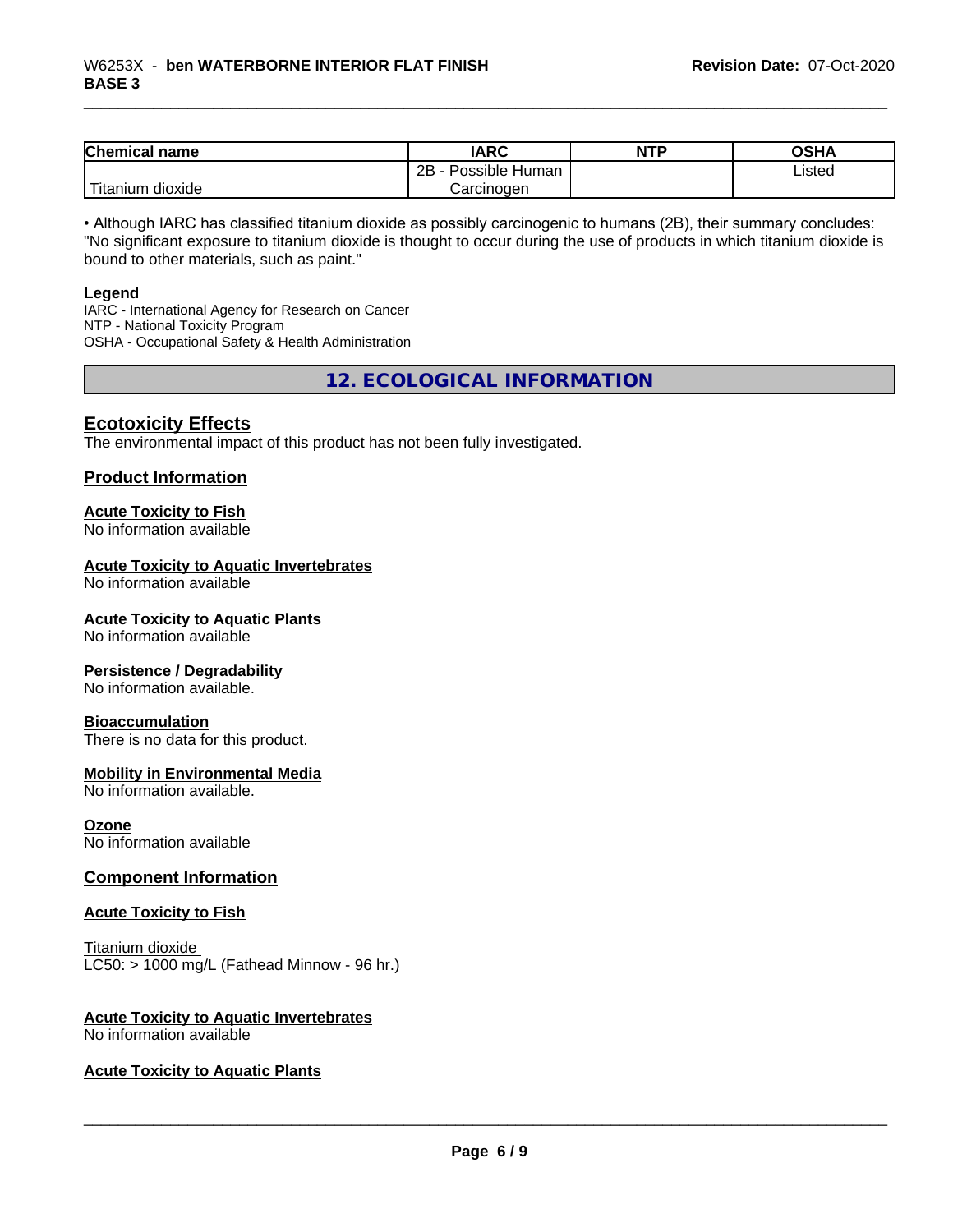| Chemical name | IARC | NTP | OSHA |
| --- | --- | --- | --- |
| Titanium dioxide | 2B - Possible Human Carcinogen | | Listed |

• Although IARC has classified titanium dioxide as possibly carcinogenic to humans (2B), their summary concludes: "No significant exposure to titanium dioxide is thought to occur during the use of products in which titanium dioxide is bound to other materials, such as paint."

**Legend**
IARC - International Agency for Research on Cancer
NTP - National Toxicity Program
OSHA - Occupational Safety & Health Administration

## 12. ECOLOGICAL INFORMATION

### Ecotoxicity Effects

The environmental impact of this product has not been fully investigated.

### Product Information

**Acute Toxicity to Fish**
No information available

**Acute Toxicity to Aquatic Invertebrates**
No information available

**Acute Toxicity to Aquatic Plants**
No information available

**Persistence / Degradability**
No information available.

**Bioaccumulation**
There is no data for this product.

**Mobility in Environmental Media**
No information available.

**Ozone**
No information available

### Component Information

**Acute Toxicity to Fish**

Titanium dioxide
LC50: > 1000 mg/L (Fathead Minnow - 96 hr.)

**Acute Toxicity to Aquatic Invertebrates**
No information available

**Acute Toxicity to Aquatic Plants**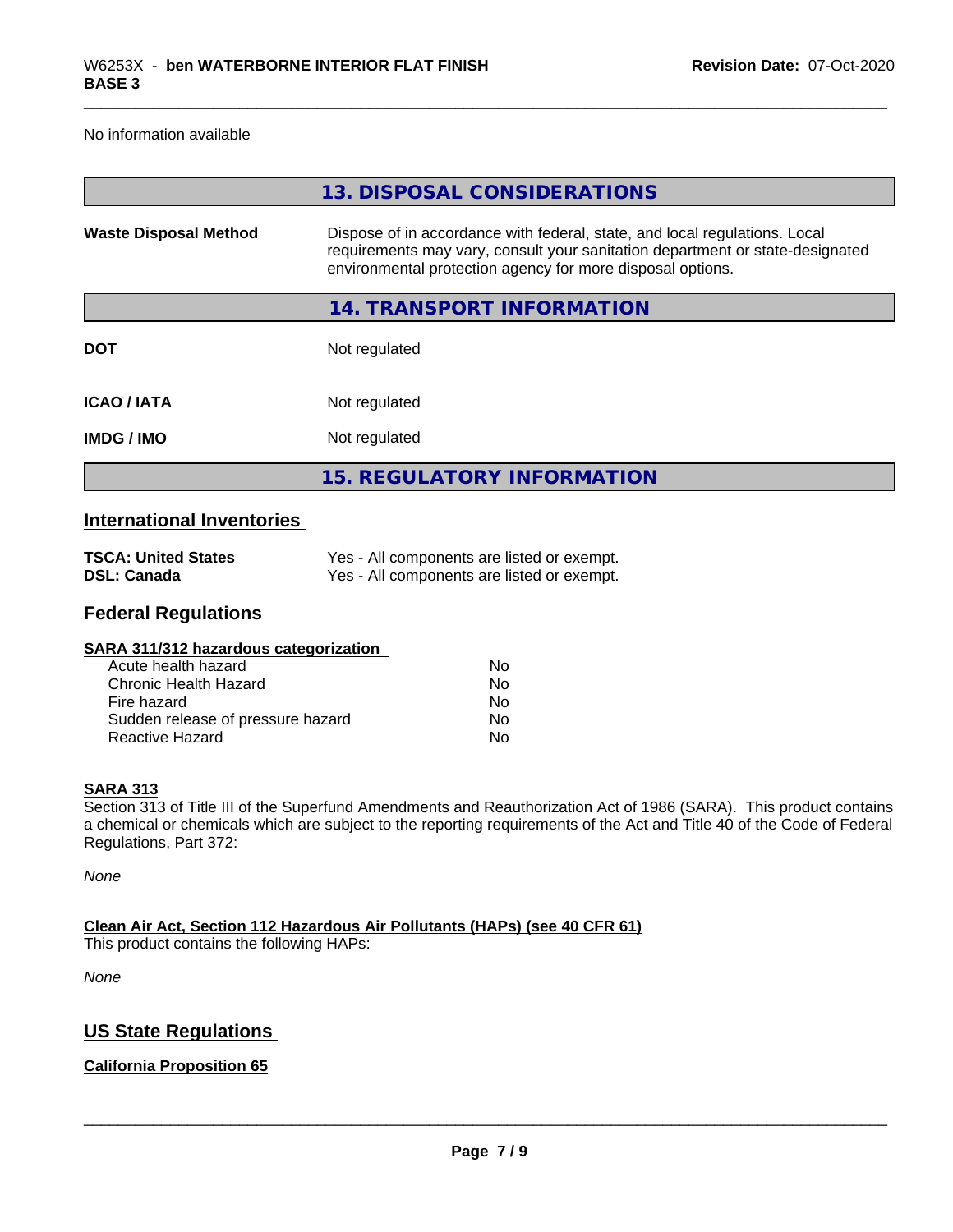No information available

## 13. DISPOSAL CONSIDERATIONS

| | |
|---|---|
| **Waste Disposal Method** | Dispose of in accordance with federal, state, and local regulations. Local requirements may vary, consult your sanitation department or state-designated environmental protection agency for more disposal options. |

## 14. TRANSPORT INFORMATION

| | |
|---|---|
| **DOT** | Not regulated |
| **ICAO / IATA** | Not regulated |
| **IMDG / IMO** | Not regulated |

## 15. REGULATORY INFORMATION

### International Inventories

| | |
|---|---|
| **TSCA: United States** | Yes - All components are listed or exempt. |
| **DSL: Canada** | Yes - All components are listed or exempt. |

### Federal Regulations

**SARA 311/312 hazardous categorization**

| | |
|---|---|
| Acute health hazard | No |
| Chronic Health Hazard | No |
| Fire hazard | No |
| Sudden release of pressure hazard | No |
| Reactive Hazard | No |

**SARA 313**

Section 313 of Title III of the Superfund Amendments and Reauthorization Act of 1986 (SARA). This product contains a chemical or chemicals which are subject to the reporting requirements of the Act and Title 40 of the Code of Federal Regulations, Part 372:

*None*

**Clean Air Act, Section 112 Hazardous Air Pollutants (HAPs) (see 40 CFR 61)**

This product contains the following HAPs:

*None*

### US State Regulations

**California Proposition 65**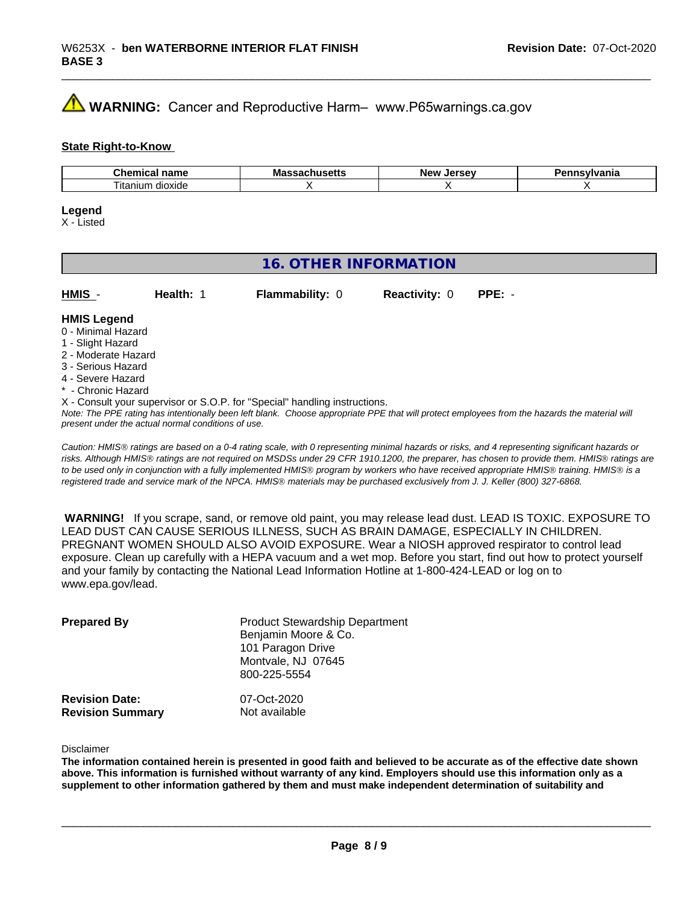⚠ **WARNING:** Cancer and Reproductive Harm– www.P65warnings.ca.gov

**State Right-to-Know**

| Chemical name | Massachusetts | New Jersey | Pennsylvania |
| --- | --- | --- | --- |
| Titanium dioxide | X | X | X |

**Legend**

X - Listed

## 16. OTHER INFORMATION

**HMIS** - **Health:** 1 **Flammability:** 0 **Reactivity:** 0 **PPE:** -

**HMIS Legend**

0 - Minimal Hazard
1 - Slight Hazard
2 - Moderate Hazard
3 - Serious Hazard
4 - Severe Hazard
* - Chronic Hazard
X - Consult your supervisor or S.O.P. for "Special" handling instructions.

*Note: The PPE rating has intentionally been left blank. Choose appropriate PPE that will protect employees from the hazards the material will present under the actual normal conditions of use.*

*Caution: HMIS® ratings are based on a 0-4 rating scale, with 0 representing minimal hazards or risks, and 4 representing significant hazards or risks. Although HMIS® ratings are not required on MSDSs under 29 CFR 1910.1200, the preparer, has chosen to provide them. HMIS® ratings are to be used only in conjunction with a fully implemented HMIS® program by workers who have received appropriate HMIS® training. HMIS® is a registered trade and service mark of the NPCA. HMIS® materials may be purchased exclusively from J. J. Keller (800) 327-6868.*

**WARNING!** If you scrape, sand, or remove old paint, you may release lead dust. LEAD IS TOXIC. EXPOSURE TO LEAD DUST CAN CAUSE SERIOUS ILLNESS, SUCH AS BRAIN DAMAGE, ESPECIALLY IN CHILDREN. PREGNANT WOMEN SHOULD ALSO AVOID EXPOSURE. Wear a NIOSH approved respirator to control lead exposure. Clean up carefully with a HEPA vacuum and a wet mop. Before you start, find out how to protect yourself and your family by contacting the National Lead Information Hotline at 1-800-424-LEAD or log on to www.epa.gov/lead.

**Prepared By**
Product Stewardship Department
Benjamin Moore & Co.
101 Paragon Drive
Montvale, NJ 07645
800-225-5554

**Revision Date:** 07-Oct-2020
**Revision Summary** Not available

Disclaimer

**The information contained herein is presented in good faith and believed to be accurate as of the effective date shown above. This information is furnished without warranty of any kind. Employers should use this information only as a supplement to other information gathered by them and must make independent determination of suitability and**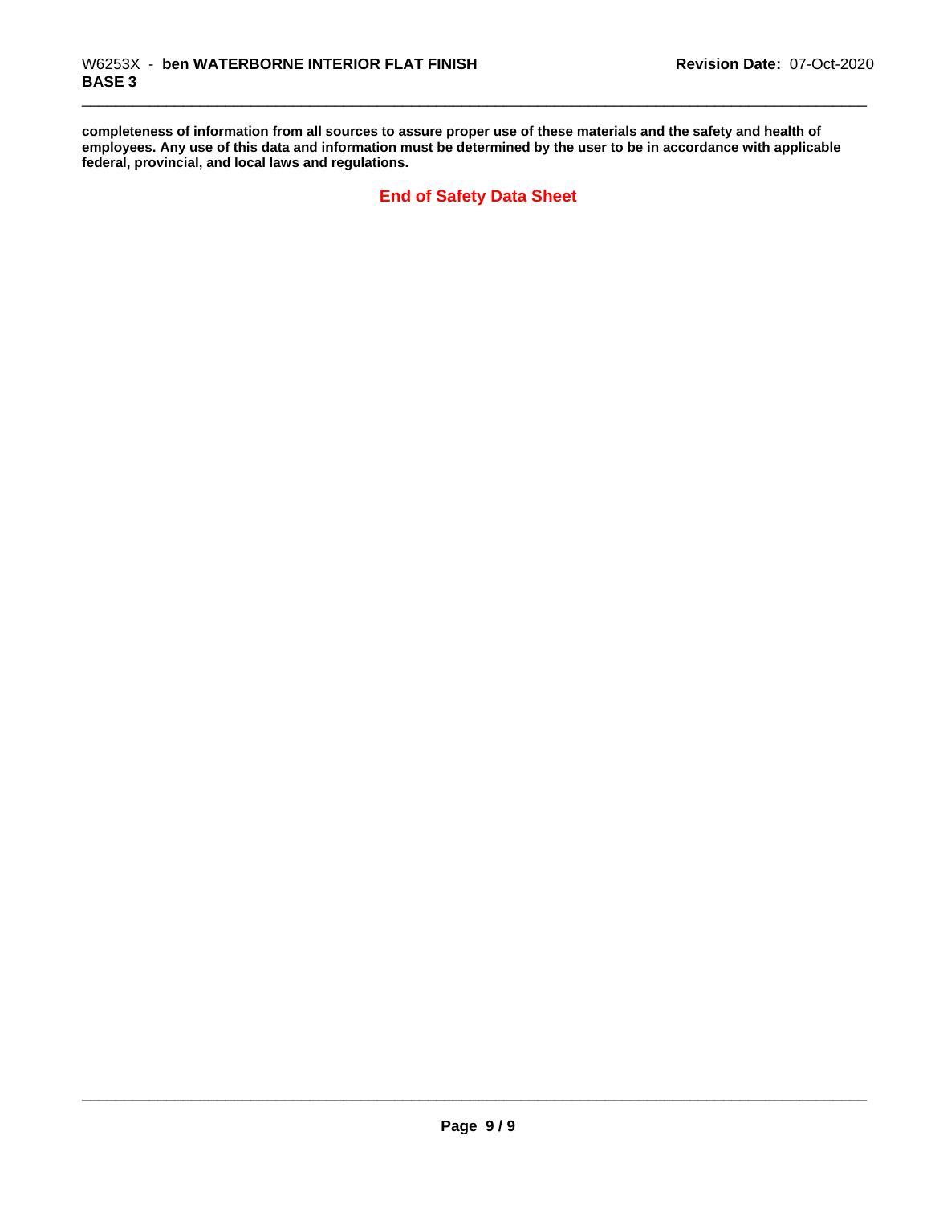**completeness of information from all sources to assure proper use of these materials and the safety and health of employees. Any use of this data and information must be determined by the user to be in accordance with applicable federal, provincial, and local laws and regulations.**

**End of Safety Data Sheet**